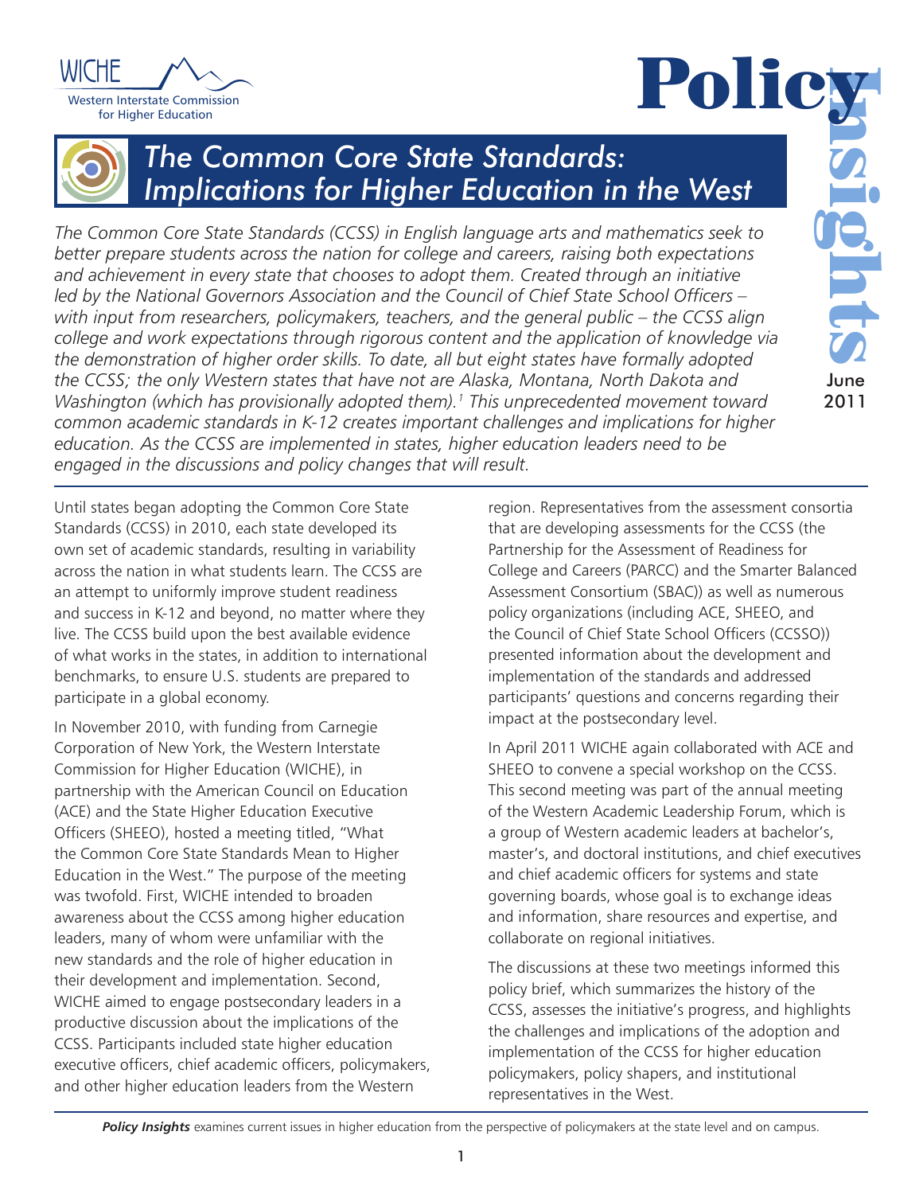WICHE

Western Interstate Commission for Higher Education

Policy Insights

June 2011

# The Common Core State Standards: Implications for Higher Education in the West

*The Common Core State Standards (CCSS) in English language arts and mathematics seek to better prepare students across the nation for college and careers, raising both expectations and achievement in every state that chooses to adopt them. Created through an initiative led by the National Governors Association and the Council of Chief State School Officers – with input from researchers, policymakers, teachers, and the general public – the CCSS align college and work expectations through rigorous content and the application of knowledge via the demonstration of higher order skills. To date, all but eight states have formally adopted the CCSS; the only Western states that have not are Alaska, Montana, North Dakota and Washington (which has provisionally adopted them).[1] This unprecedented movement toward common academic standards in K-12 creates important challenges and implications for higher education. As the CCSS are implemented in states, higher education leaders need to be engaged in the discussions and policy changes that will result.*

Until states began adopting the Common Core State Standards (CCSS) in 2010, each state developed its own set of academic standards, resulting in variability across the nation in what students learn. The CCSS are an attempt to uniformly improve student readiness and success in K-12 and beyond, no matter where they live. The CCSS build upon the best available evidence of what works in the states, in addition to international benchmarks, to ensure U.S. students are prepared to participate in a global economy.

In November 2010, with funding from Carnegie Corporation of New York, the Western Interstate Commission for Higher Education (WICHE), in partnership with the American Council on Education (ACE) and the State Higher Education Executive Officers (SHEEO), hosted a meeting titled, "What the Common Core State Standards Mean to Higher Education in the West." The purpose of the meeting was twofold. First, WICHE intended to broaden awareness about the CCSS among higher education leaders, many of whom were unfamiliar with the new standards and the role of higher education in their development and implementation. Second, WICHE aimed to engage postsecondary leaders in a productive discussion about the implications of the CCSS. Participants included state higher education executive officers, chief academic officers, policymakers, and other higher education leaders from the Western region. Representatives from the assessment consortia that are developing assessments for the CCSS (the Partnership for the Assessment of Readiness for College and Careers (PARCC) and the Smarter Balanced Assessment Consortium (SBAC)) as well as numerous policy organizations (including ACE, SHEEO, and the Council of Chief State School Officers (CCSSO)) presented information about the development and implementation of the standards and addressed participants' questions and concerns regarding their impact at the postsecondary level.

In April 2011 WICHE again collaborated with ACE and SHEEO to convene a special workshop on the CCSS. This second meeting was part of the annual meeting of the Western Academic Leadership Forum, which is a group of Western academic leaders at bachelor's, master's, and doctoral institutions, and chief executives and chief academic officers for systems and state governing boards, whose goal is to exchange ideas and information, share resources and expertise, and collaborate on regional initiatives.

The discussions at these two meetings informed this policy brief, which summarizes the history of the CCSS, assesses the initiative's progress, and highlights the challenges and implications of the adoption and implementation of the CCSS for higher education policymakers, policy shapers, and institutional representatives in the West.

***Policy Insights*** examines current issues in higher education from the perspective of policymakers at the state level and on campus.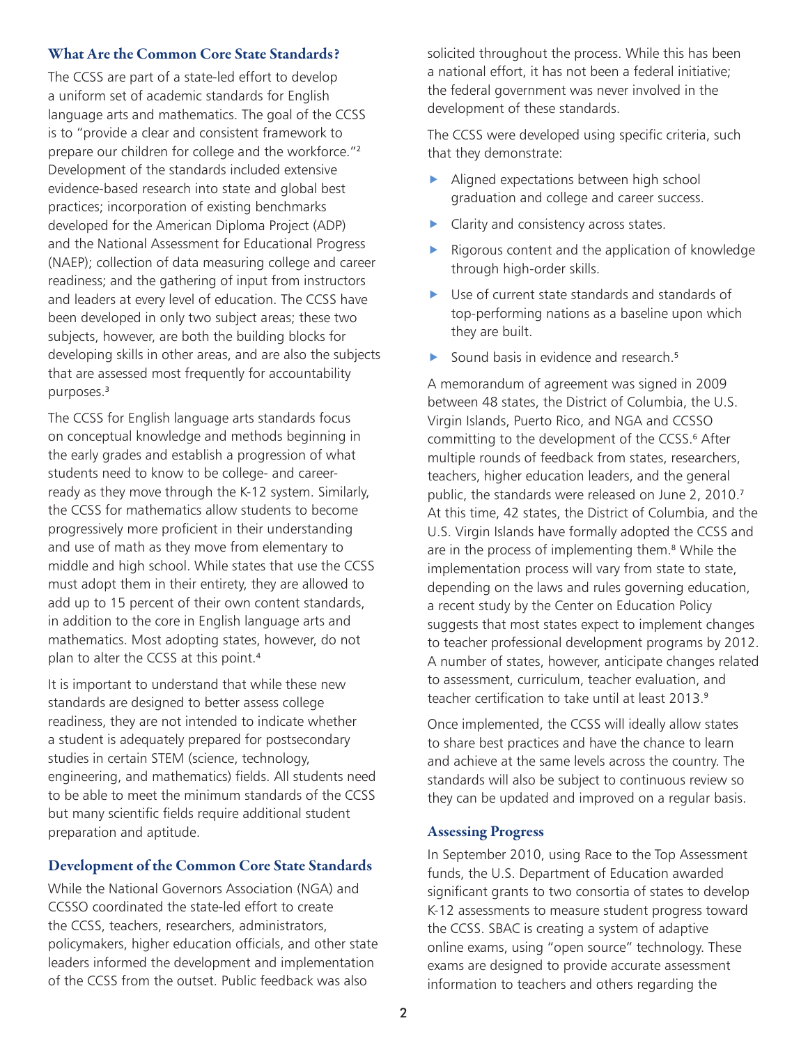## What Are the Common Core State Standards?

The CCSS are part of a state-led effort to develop a uniform set of academic standards for English language arts and mathematics. The goal of the CCSS is to "provide a clear and consistent framework to prepare our children for college and the workforce."[2] Development of the standards included extensive evidence-based research into state and global best practices; incorporation of existing benchmarks developed for the American Diploma Project (ADP) and the National Assessment for Educational Progress (NAEP); collection of data measuring college and career readiness; and the gathering of input from instructors and leaders at every level of education. The CCSS have been developed in only two subject areas; these two subjects, however, are both the building blocks for developing skills in other areas, and are also the subjects that are assessed most frequently for accountability purposes.[3]

The CCSS for English language arts standards focus on conceptual knowledge and methods beginning in the early grades and establish a progression of what students need to know to be college- and career-ready as they move through the K-12 system. Similarly, the CCSS for mathematics allow students to become progressively more proficient in their understanding and use of math as they move from elementary to middle and high school. While states that use the CCSS must adopt them in their entirety, they are allowed to add up to 15 percent of their own content standards, in addition to the core in English language arts and mathematics. Most adopting states, however, do not plan to alter the CCSS at this point.[4]

It is important to understand that while these new standards are designed to better assess college readiness, they are not intended to indicate whether a student is adequately prepared for postsecondary studies in certain STEM (science, technology, engineering, and mathematics) fields. All students need to be able to meet the minimum standards of the CCSS but many scientific fields require additional student preparation and aptitude.

## Development of the Common Core State Standards

While the National Governors Association (NGA) and CCSSO coordinated the state-led effort to create the CCSS, teachers, researchers, administrators, policymakers, higher education officials, and other state leaders informed the development and implementation of the CCSS from the outset. Public feedback was also solicited throughout the process. While this has been a national effort, it has not been a federal initiative; the federal government was never involved in the development of these standards.

The CCSS were developed using specific criteria, such that they demonstrate:

- Aligned expectations between high school graduation and college and career success.
- Clarity and consistency across states.
- Rigorous content and the application of knowledge through high-order skills.
- Use of current state standards and standards of top-performing nations as a baseline upon which they are built.
- Sound basis in evidence and research.[5]

A memorandum of agreement was signed in 2009 between 48 states, the District of Columbia, the U.S. Virgin Islands, Puerto Rico, and NGA and CCSSO committing to the development of the CCSS.[6] After multiple rounds of feedback from states, researchers, teachers, higher education leaders, and the general public, the standards were released on June 2, 2010.[7] At this time, 42 states, the District of Columbia, and the U.S. Virgin Islands have formally adopted the CCSS and are in the process of implementing them.[8] While the implementation process will vary from state to state, depending on the laws and rules governing education, a recent study by the Center on Education Policy suggests that most states expect to implement changes to teacher professional development programs by 2012. A number of states, however, anticipate changes related to assessment, curriculum, teacher evaluation, and teacher certification to take until at least 2013.[9]

Once implemented, the CCSS will ideally allow states to share best practices and have the chance to learn and achieve at the same levels across the country. The standards will also be subject to continuous review so they can be updated and improved on a regular basis.

## Assessing Progress

In September 2010, using Race to the Top Assessment funds, the U.S. Department of Education awarded significant grants to two consortia of states to develop K-12 assessments to measure student progress toward the CCSS. SBAC is creating a system of adaptive online exams, using "open source" technology. These exams are designed to provide accurate assessment information to teachers and others regarding the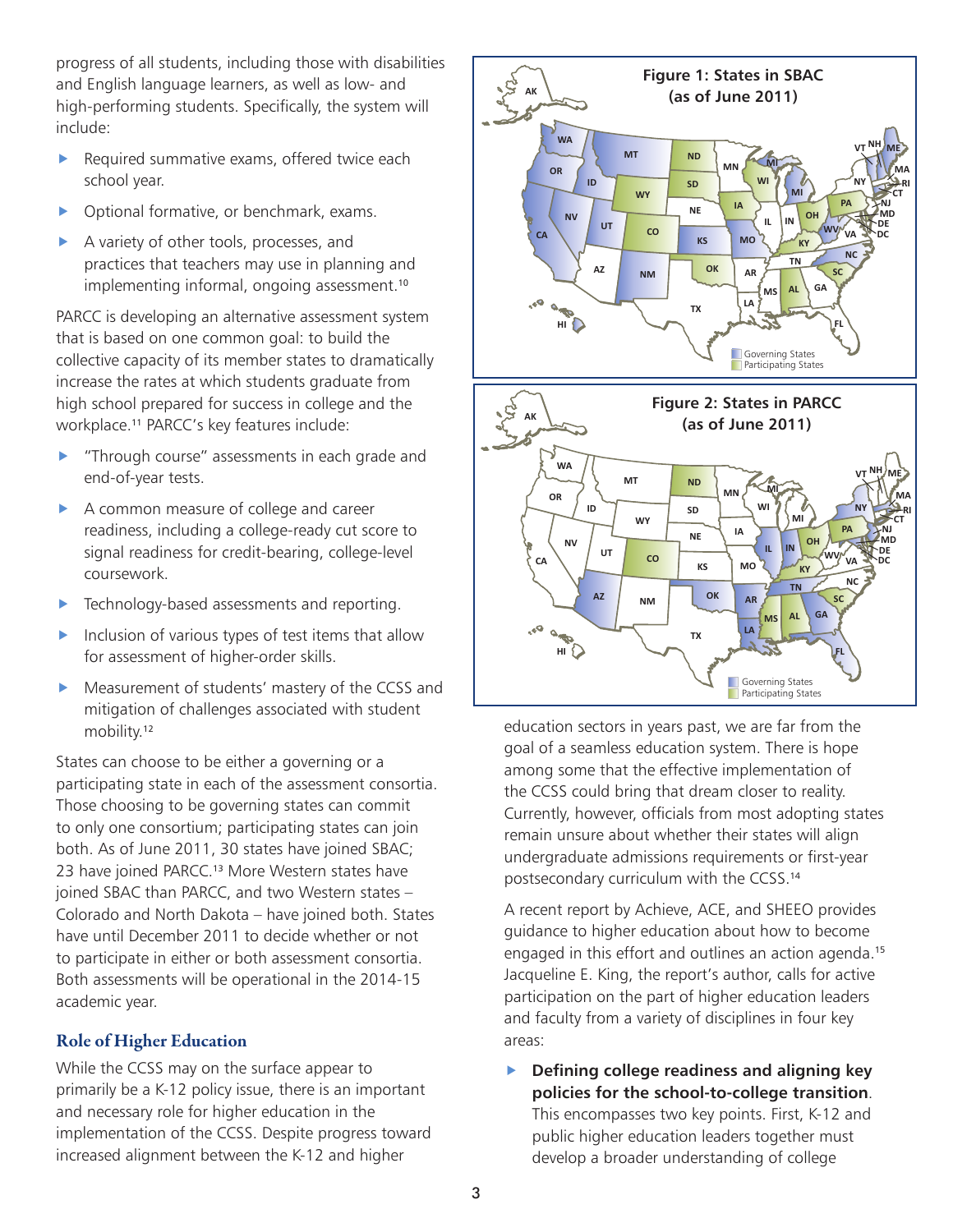progress of all students, including those with disabilities and English language learners, as well as low- and high-performing students. Specifically, the system will include:

- Required summative exams, offered twice each school year.
- Optional formative, or benchmark, exams.
- A variety of other tools, processes, and practices that teachers may use in planning and implementing informal, ongoing assessment.[10]

PARCC is developing an alternative assessment system that is based on one common goal: to build the collective capacity of its member states to dramatically increase the rates at which students graduate from high school prepared for success in college and the workplace.[11] PARCC's key features include:

- "Through course" assessments in each grade and end-of-year tests.
- A common measure of college and career readiness, including a college-ready cut score to signal readiness for credit-bearing, college-level coursework.
- Technology-based assessments and reporting.
- Inclusion of various types of test items that allow for assessment of higher-order skills.
- Measurement of students' mastery of the CCSS and mitigation of challenges associated with student mobility.[12]

States can choose to be either a governing or a participating state in each of the assessment consortia. Those choosing to be governing states can commit to only one consortium; participating states can join both. As of June 2011, 30 states have joined SBAC; 23 have joined PARCC.[13] More Western states have joined SBAC than PARCC, and two Western states – Colorado and North Dakota – have joined both. States have until December 2011 to decide whether or not to participate in either or both assessment consortia. Both assessments will be operational in the 2014-15 academic year.

**Figure 1: States in SBAC (as of June 2011)**

Governing States / Participating States

**Figure 2: States in PARCC (as of June 2011)**

Governing States / Participating States

## Role of Higher Education

While the CCSS may on the surface appear to primarily be a K-12 policy issue, there is an important and necessary role for higher education in the implementation of the CCSS. Despite progress toward increased alignment between the K-12 and higher education sectors in years past, we are far from the goal of a seamless education system. There is hope among some that the effective implementation of the CCSS could bring that dream closer to reality. Currently, however, officials from most adopting states remain unsure about whether their states will align undergraduate admissions requirements or first-year postsecondary curriculum with the CCSS.[14]

A recent report by Achieve, ACE, and SHEEO provides guidance to higher education about how to become engaged in this effort and outlines an action agenda.[15] Jacqueline E. King, the report's author, calls for active participation on the part of higher education leaders and faculty from a variety of disciplines in four key areas:

- **Defining college readiness and aligning key policies for the school-to-college transition**. This encompasses two key points. First, K-12 and public higher education leaders together must develop a broader understanding of college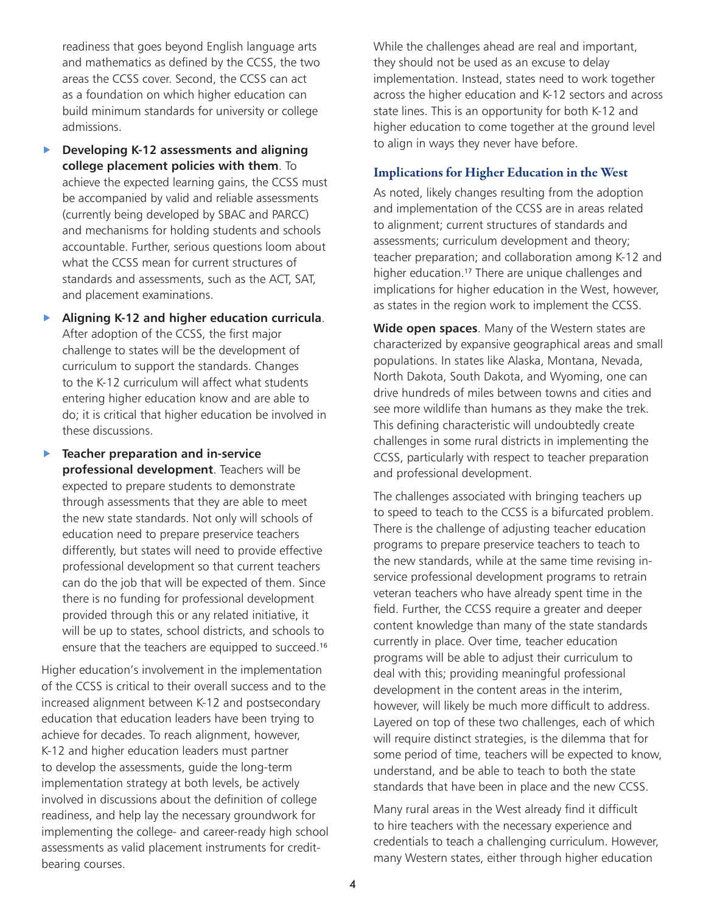readiness that goes beyond English language arts and mathematics as defined by the CCSS, the two areas the CCSS cover. Second, the CCSS can act as a foundation on which higher education can build minimum standards for university or college admissions.

- **Developing K-12 assessments and aligning college placement policies with them**. To achieve the expected learning gains, the CCSS must be accompanied by valid and reliable assessments (currently being developed by SBAC and PARCC) and mechanisms for holding students and schools accountable. Further, serious questions loom about what the CCSS mean for current structures of standards and assessments, such as the ACT, SAT, and placement examinations.
- **Aligning K-12 and higher education curricula**. After adoption of the CCSS, the first major challenge to states will be the development of curriculum to support the standards. Changes to the K-12 curriculum will affect what students entering higher education know and are able to do; it is critical that higher education be involved in these discussions.
- **Teacher preparation and in-service professional development**. Teachers will be expected to prepare students to demonstrate through assessments that they are able to meet the new state standards. Not only will schools of education need to prepare preservice teachers differently, but states will need to provide effective professional development so that current teachers can do the job that will be expected of them. Since there is no funding for professional development provided through this or any related initiative, it will be up to states, school districts, and schools to ensure that the teachers are equipped to succeed.[16]

Higher education's involvement in the implementation of the CCSS is critical to their overall success and to the increased alignment between K-12 and postsecondary education that education leaders have been trying to achieve for decades. To reach alignment, however, K-12 and higher education leaders must partner to develop the assessments, guide the long-term implementation strategy at both levels, be actively involved in discussions about the definition of college readiness, and help lay the necessary groundwork for implementing the college- and career-ready high school assessments as valid placement instruments for credit-bearing courses.

While the challenges ahead are real and important, they should not be used as an excuse to delay implementation. Instead, states need to work together across the higher education and K-12 sectors and across state lines. This is an opportunity for both K-12 and higher education to come together at the ground level to align in ways they never have before.

## Implications for Higher Education in the West

As noted, likely changes resulting from the adoption and implementation of the CCSS are in areas related to alignment; current structures of standards and assessments; curriculum development and theory; teacher preparation; and collaboration among K-12 and higher education.[17] There are unique challenges and implications for higher education in the West, however, as states in the region work to implement the CCSS.

**Wide open spaces**. Many of the Western states are characterized by expansive geographical areas and small populations. In states like Alaska, Montana, Nevada, North Dakota, South Dakota, and Wyoming, one can drive hundreds of miles between towns and cities and see more wildlife than humans as they make the trek. This defining characteristic will undoubtedly create challenges in some rural districts in implementing the CCSS, particularly with respect to teacher preparation and professional development.

The challenges associated with bringing teachers up to speed to teach to the CCSS is a bifurcated problem. There is the challenge of adjusting teacher education programs to prepare preservice teachers to teach to the new standards, while at the same time revising in-service professional development programs to retrain veteran teachers who have already spent time in the field. Further, the CCSS require a greater and deeper content knowledge than many of the state standards currently in place. Over time, teacher education programs will be able to adjust their curriculum to deal with this; providing meaningful professional development in the content areas in the interim, however, will likely be much more difficult to address. Layered on top of these two challenges, each of which will require distinct strategies, is the dilemma that for some period of time, teachers will be expected to know, understand, and be able to teach to both the state standards that have been in place and the new CCSS.

Many rural areas in the West already find it difficult to hire teachers with the necessary experience and credentials to teach a challenging curriculum. However, many Western states, either through higher education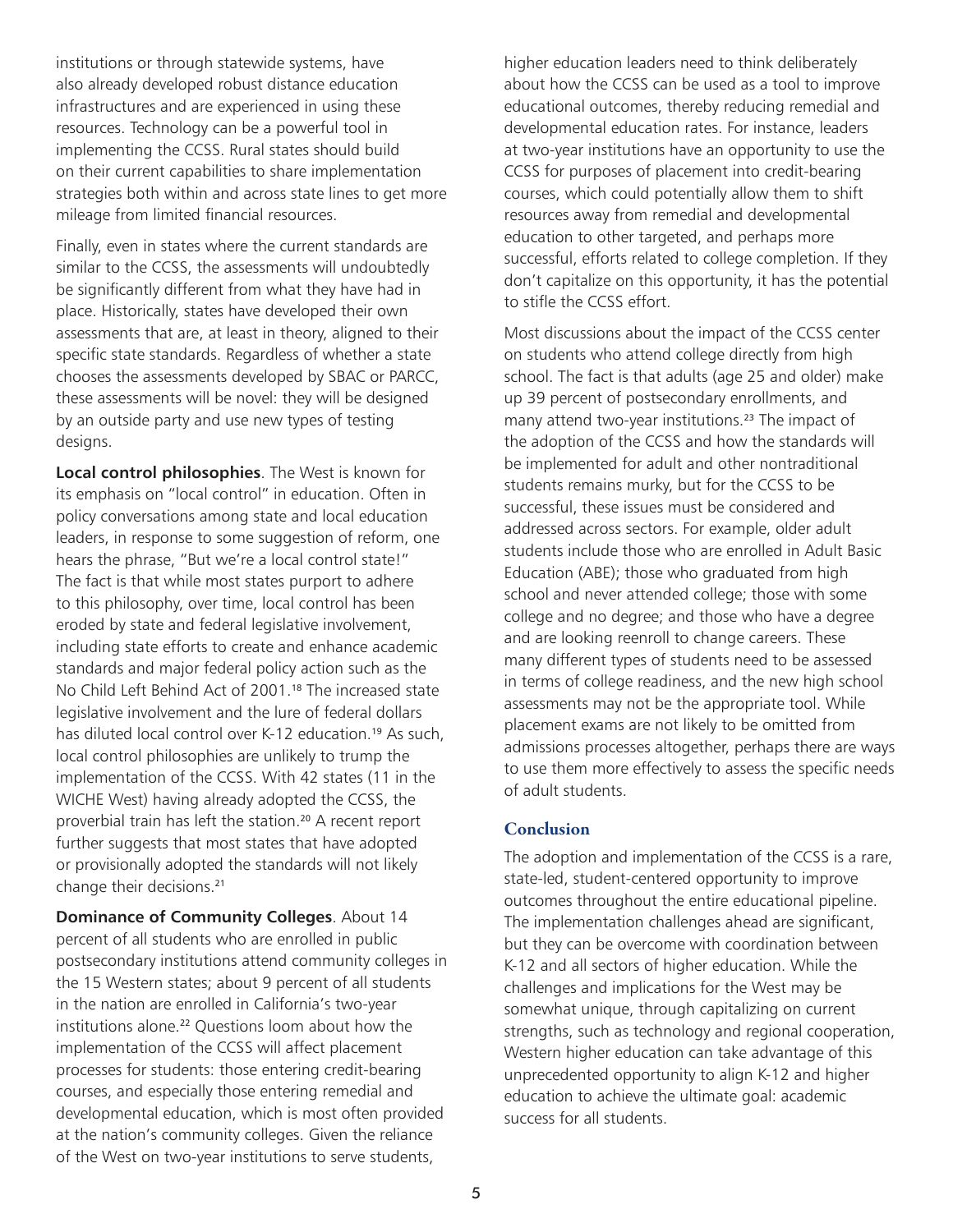institutions or through statewide systems, have also already developed robust distance education infrastructures and are experienced in using these resources. Technology can be a powerful tool in implementing the CCSS. Rural states should build on their current capabilities to share implementation strategies both within and across state lines to get more mileage from limited financial resources.

Finally, even in states where the current standards are similar to the CCSS, the assessments will undoubtedly be significantly different from what they have had in place. Historically, states have developed their own assessments that are, at least in theory, aligned to their specific state standards. Regardless of whether a state chooses the assessments developed by SBAC or PARCC, these assessments will be novel: they will be designed by an outside party and use new types of testing designs.

**Local control philosophies**. The West is known for its emphasis on "local control" in education. Often in policy conversations among state and local education leaders, in response to some suggestion of reform, one hears the phrase, "But we're a local control state!" The fact is that while most states purport to adhere to this philosophy, over time, local control has been eroded by state and federal legislative involvement, including state efforts to create and enhance academic standards and major federal policy action such as the No Child Left Behind Act of 2001.[18] The increased state legislative involvement and the lure of federal dollars has diluted local control over K-12 education.[19] As such, local control philosophies are unlikely to trump the implementation of the CCSS. With 42 states (11 in the WICHE West) having already adopted the CCSS, the proverbial train has left the station.[20] A recent report further suggests that most states that have adopted or provisionally adopted the standards will not likely change their decisions.[21]

**Dominance of Community Colleges**. About 14 percent of all students who are enrolled in public postsecondary institutions attend community colleges in the 15 Western states; about 9 percent of all students in the nation are enrolled in California's two-year institutions alone.[22] Questions loom about how the implementation of the CCSS will affect placement processes for students: those entering credit-bearing courses, and especially those entering remedial and developmental education, which is most often provided at the nation's community colleges. Given the reliance of the West on two-year institutions to serve students, higher education leaders need to think deliberately about how the CCSS can be used as a tool to improve educational outcomes, thereby reducing remedial and developmental education rates. For instance, leaders at two-year institutions have an opportunity to use the CCSS for purposes of placement into credit-bearing courses, which could potentially allow them to shift resources away from remedial and developmental education to other targeted, and perhaps more successful, efforts related to college completion. If they don't capitalize on this opportunity, it has the potential to stifle the CCSS effort.

Most discussions about the impact of the CCSS center on students who attend college directly from high school. The fact is that adults (age 25 and older) make up 39 percent of postsecondary enrollments, and many attend two-year institutions.[23] The impact of the adoption of the CCSS and how the standards will be implemented for adult and other nontraditional students remains murky, but for the CCSS to be successful, these issues must be considered and addressed across sectors. For example, older adult students include those who are enrolled in Adult Basic Education (ABE); those who graduated from high school and never attended college; those with some college and no degree; and those who have a degree and are looking reenroll to change careers. These many different types of students need to be assessed in terms of college readiness, and the new high school assessments may not be the appropriate tool. While placement exams are not likely to be omitted from admissions processes altogether, perhaps there are ways to use them more effectively to assess the specific needs of adult students.

## Conclusion

The adoption and implementation of the CCSS is a rare, state-led, student-centered opportunity to improve outcomes throughout the entire educational pipeline. The implementation challenges ahead are significant, but they can be overcome with coordination between K-12 and all sectors of higher education. While the challenges and implications for the West may be somewhat unique, through capitalizing on current strengths, such as technology and regional cooperation, Western higher education can take advantage of this unprecedented opportunity to align K-12 and higher education to achieve the ultimate goal: academic success for all students.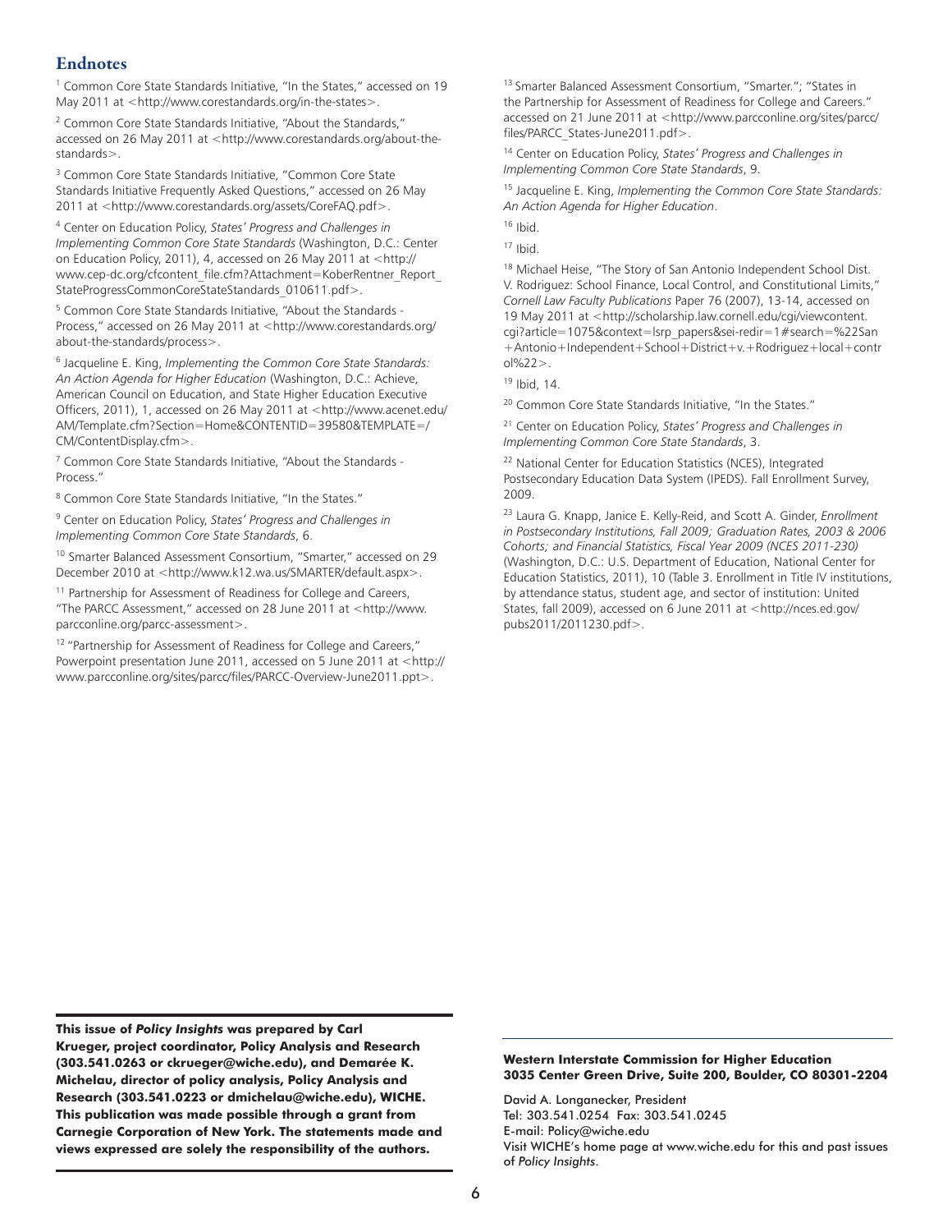## Endnotes

[1] Common Core State Standards Initiative, "In the States," accessed on 19 May 2011 at <http://www.corestandards.org/in-the-states>.

[2] Common Core State Standards Initiative, "About the Standards," accessed on 26 May 2011 at <http://www.corestandards.org/about-the-standards>.

[3] Common Core State Standards Initiative, "Common Core State Standards Initiative Frequently Asked Questions," accessed on 26 May 2011 at <http://www.corestandards.org/assets/CoreFAQ.pdf>.

[4] Center on Education Policy, *States' Progress and Challenges in Implementing Common Core State Standards* (Washington, D.C.: Center on Education Policy, 2011), 4, accessed on 26 May 2011 at <http://www.cep-dc.org/cfcontent_file.cfm?Attachment=KoberRentner_Report_StateProgressCommonCoreStateStandards_010611.pdf>.

[5] Common Core State Standards Initiative, "About the Standards - Process," accessed on 26 May 2011 at <http://www.corestandards.org/about-the-standards/process>.

[6] Jacqueline E. King, *Implementing the Common Core State Standards: An Action Agenda for Higher Education* (Washington, D.C.: Achieve, American Council on Education, and State Higher Education Executive Officers, 2011), 1, accessed on 26 May 2011 at <http://www.acenet.edu/AM/Template.cfm?Section=Home&CONTENTID=39580&TEMPLATE=/CM/ContentDisplay.cfm>.

[7] Common Core State Standards Initiative, "About the Standards - Process."

[8] Common Core State Standards Initiative, "In the States."

[9] Center on Education Policy, *States' Progress and Challenges in Implementing Common Core State Standards*, 6.

[10] Smarter Balanced Assessment Consortium, "Smarter," accessed on 29 December 2010 at <http://www.k12.wa.us/SMARTER/default.aspx>.

[11] Partnership for Assessment of Readiness for College and Careers, "The PARCC Assessment," accessed on 28 June 2011 at <http://www.parcconline.org/parcc-assessment>.

[12] "Partnership for Assessment of Readiness for College and Careers," Powerpoint presentation June 2011, accessed on 5 June 2011 at <http://www.parcconline.org/sites/parcc/files/PARCC-Overview-June2011.ppt>.

[13] Smarter Balanced Assessment Consortium, "Smarter."; "States in the Partnership for Assessment of Readiness for College and Careers." accessed on 21 June 2011 at <http://www.parcconline.org/sites/parcc/files/PARCC_States-June2011.pdf>.

[14] Center on Education Policy, *States' Progress and Challenges in Implementing Common Core State Standards*, 9.

[15] Jacqueline E. King, *Implementing the Common Core State Standards: An Action Agenda for Higher Education*.

[16] Ibid.

[17] Ibid.

[18] Michael Heise, "The Story of San Antonio Independent School Dist. V. Rodriguez: School Finance, Local Control, and Constitutional Limits," *Cornell Law Faculty Publications* Paper 76 (2007), 13-14, accessed on 19 May 2011 at <http://scholarship.law.cornell.edu/cgi/viewcontent.cgi?article=1075&context=lsrp_papers&sei-redir=1#search=%22San+Antonio+Independent+School+District+v.+Rodriguez+local+control%22>.

[19] Ibid, 14.

[20] Common Core State Standards Initiative, "In the States."

[21] Center on Education Policy, *States' Progress and Challenges in Implementing Common Core State Standards*, 3.

[22] National Center for Education Statistics (NCES), Integrated Postsecondary Education Data System (IPEDS). Fall Enrollment Survey, 2009.

[23] Laura G. Knapp, Janice E. Kelly-Reid, and Scott A. Ginder, *Enrollment in Postsecondary Institutions, Fall 2009; Graduation Rates, 2003 & 2006 Cohorts; and Financial Statistics, Fiscal Year 2009 (NCES 2011-230)* (Washington, D.C.: U.S. Department of Education, National Center for Education Statistics, 2011), 10 (Table 3. Enrollment in Title IV institutions, by attendance status, student age, and sector of institution: United States, fall 2009), accessed on 6 June 2011 at <http://nces.ed.gov/pubs2011/2011230.pdf>.

**This issue of *Policy Insights* was prepared by Carl Krueger, project coordinator, Policy Analysis and Research (303.541.0263 or ckrueger@wiche.edu), and Demarée K. Michelau, director of policy analysis, Policy Analysis and Research (303.541.0223 or dmichelau@wiche.edu), WICHE. This publication was made possible through a grant from Carnegie Corporation of New York. The statements made and views expressed are solely the responsibility of the authors.**

**Western Interstate Commission for Higher Education**
**3035 Center Green Drive, Suite 200, Boulder, CO 80301-2204**

David A. Longanecker, President
Tel: 303.541.0254 Fax: 303.541.0245
E-mail: Policy@wiche.edu
Visit WICHE's home page at www.wiche.edu for this and past issues of *Policy Insights*.